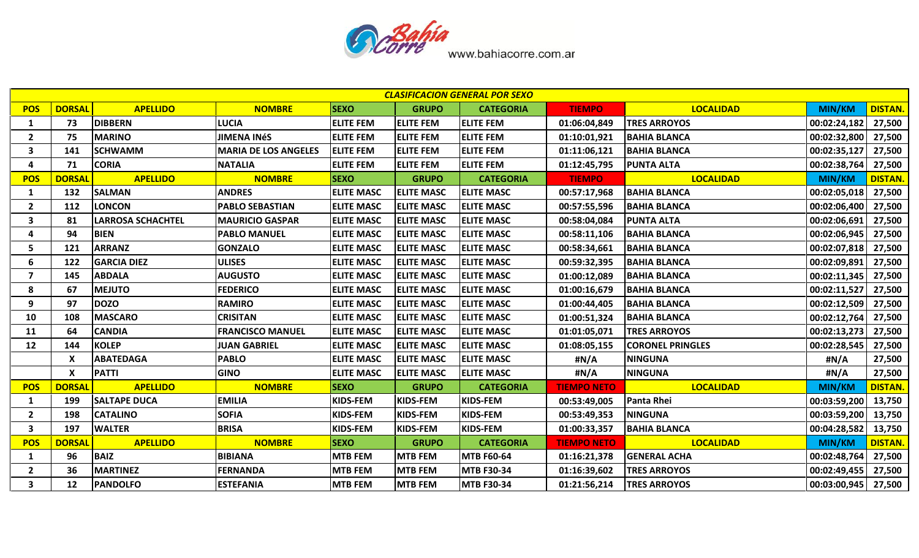Bahía Corre www.bahiacorre.com.ar

| CLASIFICACION GENERAL POR SEXO | | | | | | | | | | |
|---|---|---|---|---|---|---|---|---|---|---|
| POS | DORSAL | APELLIDO | NOMBRE | SEXO | GRUPO | CATEGORIA | TIEMPO | LOCALIDAD | MIN/KM | DISTAN. |
| 1 | 73 | DIBBERN | LUCIA | ELITE FEM | ELITE FEM | ELITE FEM | 01:06:04,849 | TRES ARROYOS | 00:02:24,182 | 27,500 |
| 2 | 75 | MARINO | JIMENA INéS | ELITE FEM | ELITE FEM | ELITE FEM | 01:10:01,921 | BAHIA BLANCA | 00:02:32,800 | 27,500 |
| 3 | 141 | SCHWAMM | MARIA DE LOS ANGELES | ELITE FEM | ELITE FEM | ELITE FEM | 01:11:06,121 | BAHIA BLANCA | 00:02:35,127 | 27,500 |
| 4 | 71 | CORIA | NATALIA | ELITE FEM | ELITE FEM | ELITE FEM | 01:12:45,795 | PUNTA ALTA | 00:02:38,764 | 27,500 |
| POS | DORSAL | APELLIDO | NOMBRE | SEXO | GRUPO | CATEGORIA | TIEMPO | LOCALIDAD | MIN/KM | DISTAN. |
| 1 | 132 | SALMAN | ANDRES | ELITE MASC | ELITE MASC | ELITE MASC | 00:57:17,968 | BAHIA BLANCA | 00:02:05,018 | 27,500 |
| 2 | 112 | LONCON | PABLO SEBASTIAN | ELITE MASC | ELITE MASC | ELITE MASC | 00:57:55,596 | BAHIA BLANCA | 00:02:06,400 | 27,500 |
| 3 | 81 | LARROSA SCHACHTEL | MAURICIO GASPAR | ELITE MASC | ELITE MASC | ELITE MASC | 00:58:04,084 | PUNTA ALTA | 00:02:06,691 | 27,500 |
| 4 | 94 | BIEN | PABLO MANUEL | ELITE MASC | ELITE MASC | ELITE MASC | 00:58:11,106 | BAHIA BLANCA | 00:02:06,945 | 27,500 |
| 5 | 121 | ARRANZ | GONZALO | ELITE MASC | ELITE MASC | ELITE MASC | 00:58:34,661 | BAHIA BLANCA | 00:02:07,818 | 27,500 |
| 6 | 122 | GARCIA DIEZ | ULISES | ELITE MASC | ELITE MASC | ELITE MASC | 00:59:32,395 | BAHIA BLANCA | 00:02:09,891 | 27,500 |
| 7 | 145 | ABDALA | AUGUSTO | ELITE MASC | ELITE MASC | ELITE MASC | 01:00:12,089 | BAHIA BLANCA | 00:02:11,345 | 27,500 |
| 8 | 67 | MEJUTO | FEDERICO | ELITE MASC | ELITE MASC | ELITE MASC | 01:00:16,679 | BAHIA BLANCA | 00:02:11,527 | 27,500 |
| 9 | 97 | DOZO | RAMIRO | ELITE MASC | ELITE MASC | ELITE MASC | 01:00:44,405 | BAHIA BLANCA | 00:02:12,509 | 27,500 |
| 10 | 108 | MASCARO | CRISITAN | ELITE MASC | ELITE MASC | ELITE MASC | 01:00:51,324 | BAHIA BLANCA | 00:02:12,764 | 27,500 |
| 11 | 64 | CANDIA | FRANCISCO MANUEL | ELITE MASC | ELITE MASC | ELITE MASC | 01:01:05,071 | TRES ARROYOS | 00:02:13,273 | 27,500 |
| 12 | 144 | KOLEP | JUAN GABRIEL | ELITE MASC | ELITE MASC | ELITE MASC | 01:08:05,155 | CORONEL PRINGLES | 00:02:28,545 | 27,500 |
| | X | ABATEDAGA | PABLO | ELITE MASC | ELITE MASC | ELITE MASC | #N/A | NINGUNA | #N/A | 27,500 |
| | X | PATTI | GINO | ELITE MASC | ELITE MASC | ELITE MASC | #N/A | NINGUNA | #N/A | 27,500 |
| POS | DORSAL | APELLIDO | NOMBRE | SEXO | GRUPO | CATEGORIA | TIEMPO NETO | LOCALIDAD | MIN/KM | DISTAN. |
| 1 | 199 | SALTAPE DUCA | EMILIA | KIDS-FEM | KIDS-FEM | KIDS-FEM | 00:53:49,005 | Panta Rhei | 00:03:59,200 | 13,750 |
| 2 | 198 | CATALINO | SOFIA | KIDS-FEM | KIDS-FEM | KIDS-FEM | 00:53:49,353 | NINGUNA | 00:03:59,200 | 13,750 |
| 3 | 197 | WALTER | BRISA | KIDS-FEM | KIDS-FEM | KIDS-FEM | 01:00:33,357 | BAHIA BLANCA | 00:04:28,582 | 13,750 |
| POS | DORSAL | APELLIDO | NOMBRE | SEXO | GRUPO | CATEGORIA | TIEMPO NETO | LOCALIDAD | MIN/KM | DISTAN. |
| 1 | 96 | BAIZ | BIBIANA | MTB FEM | MTB FEM | MTB F60-64 | 01:16:21,378 | GENERAL ACHA | 00:02:48,764 | 27,500 |
| 2 | 36 | MARTINEZ | FERNANDA | MTB FEM | MTB FEM | MTB F30-34 | 01:16:39,602 | TRES ARROYOS | 00:02:49,455 | 27,500 |
| 3 | 12 | PANDOLFO | ESTEFANIA | MTB FEM | MTB FEM | MTB F30-34 | 01:21:56,214 | TRES ARROYOS | 00:03:00,945 | 27,500 |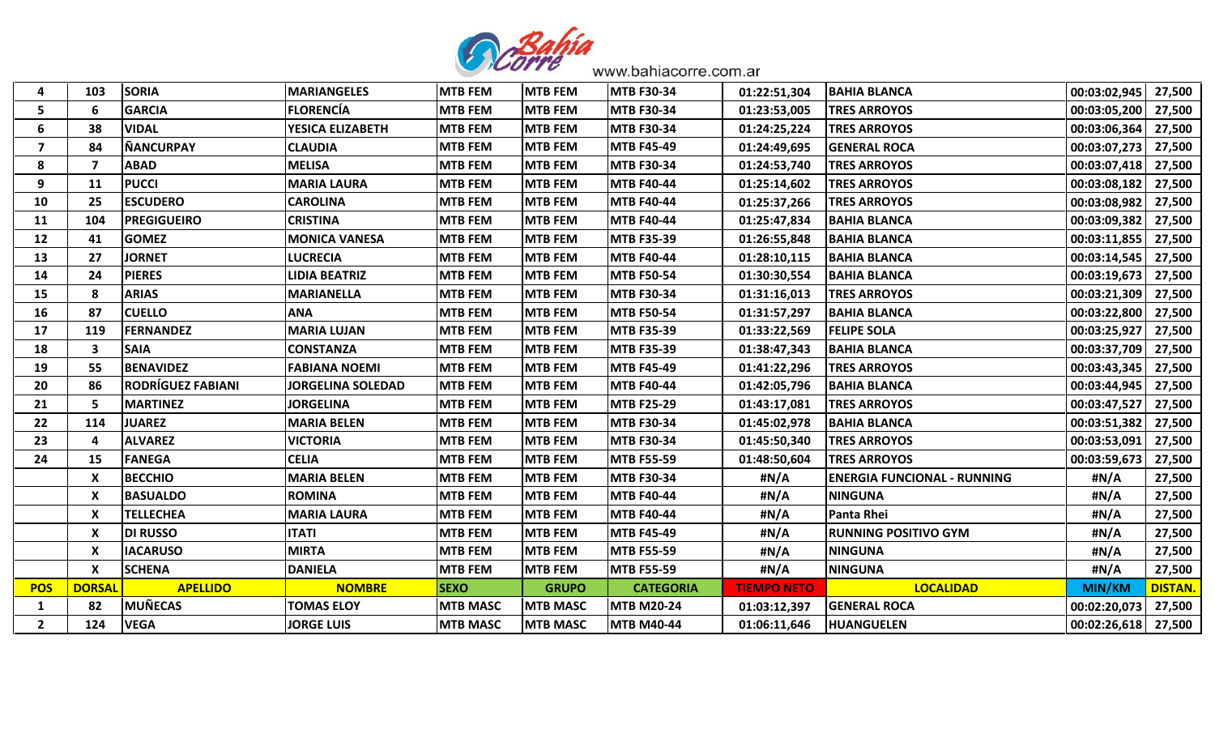| 4 | 103 | SORIA | MARIANGELES | MTB FEM | MTB FEM | MTB F30-34 | 01:22:51,304 | BAHIA BLANCA | 00:03:02,945 | 27,500 |
|---|---|---|---|---|---|---|---|---|---|---|
| 5 | 6 | GARCIA | FLORENCÍA | MTB FEM | MTB FEM | MTB F30-34 | 01:23:53,005 | TRES ARROYOS | 00:03:05,200 | 27,500 |
| 6 | 38 | VIDAL | YESICA ELIZABETH | MTB FEM | MTB FEM | MTB F30-34 | 01:24:25,224 | TRES ARROYOS | 00:03:06,364 | 27,500 |
| 7 | 84 | ÑANCURPAY | CLAUDIA | MTB FEM | MTB FEM | MTB F45-49 | 01:24:49,695 | GENERAL ROCA | 00:03:07,273 | 27,500 |
| 8 | 7 | ABAD | MELISA | MTB FEM | MTB FEM | MTB F30-34 | 01:24:53,740 | TRES ARROYOS | 00:03:07,418 | 27,500 |
| 9 | 11 | PUCCI | MARIA LAURA | MTB FEM | MTB FEM | MTB F40-44 | 01:25:14,602 | TRES ARROYOS | 00:03:08,182 | 27,500 |
| 10 | 25 | ESCUDERO | CAROLINA | MTB FEM | MTB FEM | MTB F40-44 | 01:25:37,266 | TRES ARROYOS | 00:03:08,982 | 27,500 |
| 11 | 104 | PREGIGUEIRO | CRISTINA | MTB FEM | MTB FEM | MTB F40-44 | 01:25:47,834 | BAHIA BLANCA | 00:03:09,382 | 27,500 |
| 12 | 41 | GOMEZ | MONICA VANESA | MTB FEM | MTB FEM | MTB F35-39 | 01:26:55,848 | BAHIA BLANCA | 00:03:11,855 | 27,500 |
| 13 | 27 | JORNET | LUCRECIA | MTB FEM | MTB FEM | MTB F40-44 | 01:28:10,115 | BAHIA BLANCA | 00:03:14,545 | 27,500 |
| 14 | 24 | PIERES | LIDIA BEATRIZ | MTB FEM | MTB FEM | MTB F50-54 | 01:30:30,554 | BAHIA BLANCA | 00:03:19,673 | 27,500 |
| 15 | 8 | ARIAS | MARIANELLA | MTB FEM | MTB FEM | MTB F30-34 | 01:31:16,013 | TRES ARROYOS | 00:03:21,309 | 27,500 |
| 16 | 87 | CUELLO | ANA | MTB FEM | MTB FEM | MTB F50-54 | 01:31:57,297 | BAHIA BLANCA | 00:03:22,800 | 27,500 |
| 17 | 119 | FERNANDEZ | MARIA LUJAN | MTB FEM | MTB FEM | MTB F35-39 | 01:33:22,569 | FELIPE SOLA | 00:03:25,927 | 27,500 |
| 18 | 3 | SAIA | CONSTANZA | MTB FEM | MTB FEM | MTB F35-39 | 01:38:47,343 | BAHIA BLANCA | 00:03:37,709 | 27,500 |
| 19 | 55 | BENAVIDEZ | FABIANA NOEMI | MTB FEM | MTB FEM | MTB F45-49 | 01:41:22,296 | TRES ARROYOS | 00:03:43,345 | 27,500 |
| 20 | 86 | RODRÍGUEZ FABIANI | JORGELINA SOLEDAD | MTB FEM | MTB FEM | MTB F40-44 | 01:42:05,796 | BAHIA BLANCA | 00:03:44,945 | 27,500 |
| 21 | 5 | MARTINEZ | JORGELINA | MTB FEM | MTB FEM | MTB F25-29 | 01:43:17,081 | TRES ARROYOS | 00:03:47,527 | 27,500 |
| 22 | 114 | JUAREZ | MARIA BELEN | MTB FEM | MTB FEM | MTB F30-34 | 01:45:02,978 | BAHIA BLANCA | 00:03:51,382 | 27,500 |
| 23 | 4 | ALVAREZ | VICTORIA | MTB FEM | MTB FEM | MTB F30-34 | 01:45:50,340 | TRES ARROYOS | 00:03:53,091 | 27,500 |
| 24 | 15 | FANEGA | CELIA | MTB FEM | MTB FEM | MTB F55-59 | 01:48:50,604 | TRES ARROYOS | 00:03:59,673 | 27,500 |
| | X | BECCHIO | MARIA BELEN | MTB FEM | MTB FEM | MTB F30-34 | #N/A | ENERGIA FUNCIONAL - RUNNING | #N/A | 27,500 |
| | X | BASUALDO | ROMINA | MTB FEM | MTB FEM | MTB F40-44 | #N/A | NINGUNA | #N/A | 27,500 |
| | X | TELLECHEA | MARIA LAURA | MTB FEM | MTB FEM | MTB F40-44 | #N/A | Panta Rhei | #N/A | 27,500 |
| | X | DI RUSSO | ITATI | MTB FEM | MTB FEM | MTB F45-49 | #N/A | RUNNING POSITIVO GYM | #N/A | 27,500 |
| | X | IACARUSO | MIRTA | MTB FEM | MTB FEM | MTB F55-59 | #N/A | NINGUNA | #N/A | 27,500 |
| | X | SCHENA | DANIELA | MTB FEM | MTB FEM | MTB F55-59 | #N/A | NINGUNA | #N/A | 27,500 |

| POS | DORSAL | APELLIDO | NOMBRE | SEXO | GRUPO | CATEGORIA | TIEMPO NETO | LOCALIDAD | MIN/KM | DISTAN. |
|---|---|---|---|---|---|---|---|---|---|---|
| 1 | 82 | MUÑECAS | TOMAS ELOY | MTB MASC | MTB MASC | MTB M20-24 | 01:03:12,397 | GENERAL ROCA | 00:02:20,073 | 27,500 |
| 2 | 124 | VEGA | JORGE LUIS | MTB MASC | MTB MASC | MTB M40-44 | 01:06:11,646 | HUANGUELEN | 00:02:26,618 | 27,500 |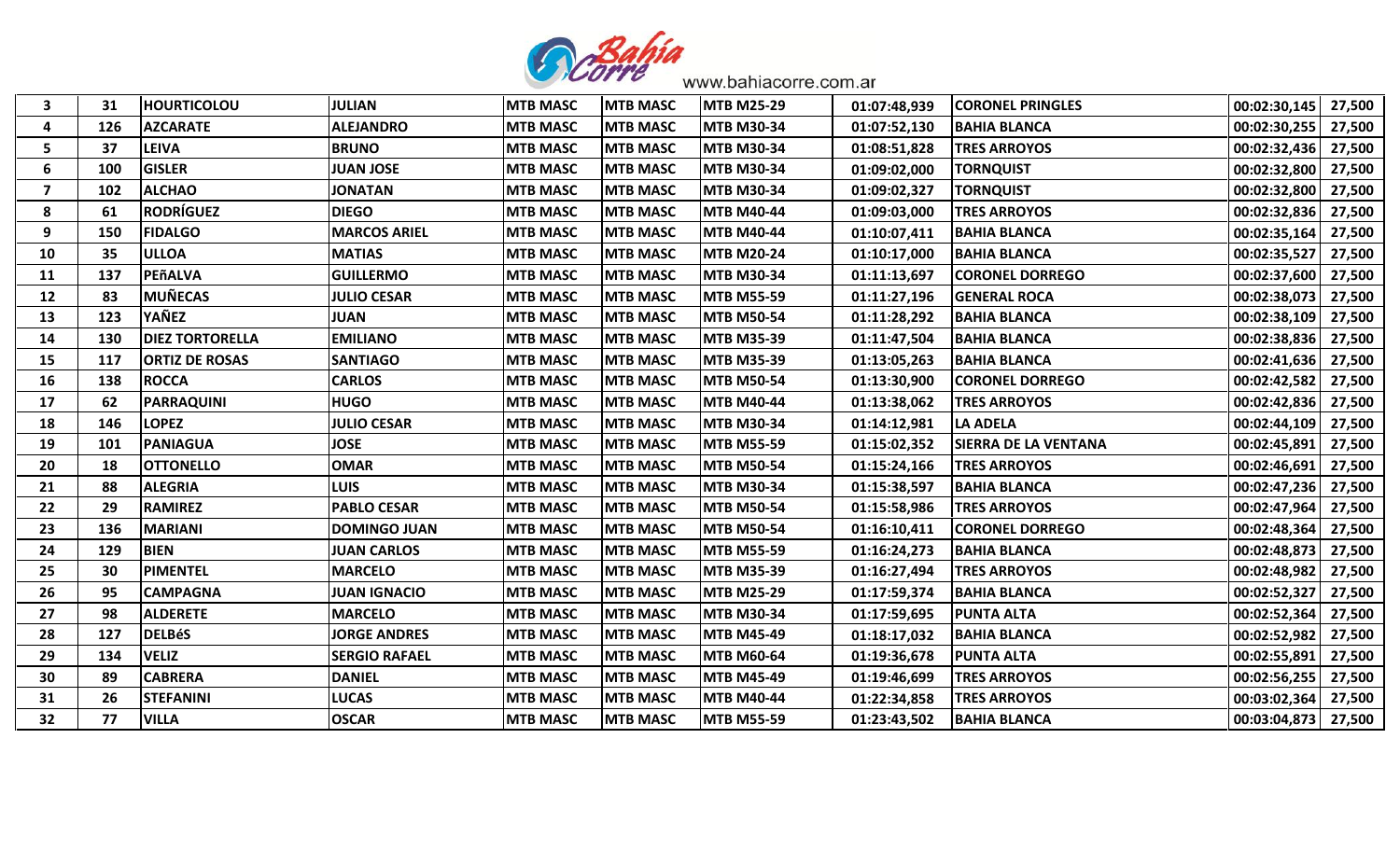| | | | | | | | | | | |
|---|---|---|---|---|---|---|---|---|---|---|
| 3 | 31 | HOURTICOLOU | JULIAN | MTB MASC | MTB MASC | MTB M25-29 | 01:07:48,939 | CORONEL PRINGLES | 00:02:30,145 | 27,500 |
| 4 | 126 | AZCARATE | ALEJANDRO | MTB MASC | MTB MASC | MTB M30-34 | 01:07:52,130 | BAHIA BLANCA | 00:02:30,255 | 27,500 |
| 5 | 37 | LEIVA | BRUNO | MTB MASC | MTB MASC | MTB M30-34 | 01:08:51,828 | TRES ARROYOS | 00:02:32,436 | 27,500 |
| 6 | 100 | GISLER | JUAN JOSE | MTB MASC | MTB MASC | MTB M30-34 | 01:09:02,000 | TORNQUIST | 00:02:32,800 | 27,500 |
| 7 | 102 | ALCHAO | JONATAN | MTB MASC | MTB MASC | MTB M30-34 | 01:09:02,327 | TORNQUIST | 00:02:32,800 | 27,500 |
| 8 | 61 | RODRÍGUEZ | DIEGO | MTB MASC | MTB MASC | MTB M40-44 | 01:09:03,000 | TRES ARROYOS | 00:02:32,836 | 27,500 |
| 9 | 150 | FIDALGO | MARCOS ARIEL | MTB MASC | MTB MASC | MTB M40-44 | 01:10:07,411 | BAHIA BLANCA | 00:02:35,164 | 27,500 |
| 10 | 35 | ULLOA | MATIAS | MTB MASC | MTB MASC | MTB M20-24 | 01:10:17,000 | BAHIA BLANCA | 00:02:35,527 | 27,500 |
| 11 | 137 | PEñALVA | GUILLERMO | MTB MASC | MTB MASC | MTB M30-34 | 01:11:13,697 | CORONEL DORREGO | 00:02:37,600 | 27,500 |
| 12 | 83 | MUÑECAS | JULIO CESAR | MTB MASC | MTB MASC | MTB M55-59 | 01:11:27,196 | GENERAL ROCA | 00:02:38,073 | 27,500 |
| 13 | 123 | YAÑEZ | JUAN | MTB MASC | MTB MASC | MTB M50-54 | 01:11:28,292 | BAHIA BLANCA | 00:02:38,109 | 27,500 |
| 14 | 130 | DIEZ TORTORELLA | EMILIANO | MTB MASC | MTB MASC | MTB M35-39 | 01:11:47,504 | BAHIA BLANCA | 00:02:38,836 | 27,500 |
| 15 | 117 | ORTIZ DE ROSAS | SANTIAGO | MTB MASC | MTB MASC | MTB M35-39 | 01:13:05,263 | BAHIA BLANCA | 00:02:41,636 | 27,500 |
| 16 | 138 | ROCCA | CARLOS | MTB MASC | MTB MASC | MTB M50-54 | 01:13:30,900 | CORONEL DORREGO | 00:02:42,582 | 27,500 |
| 17 | 62 | PARRAQUINI | HUGO | MTB MASC | MTB MASC | MTB M40-44 | 01:13:38,062 | TRES ARROYOS | 00:02:42,836 | 27,500 |
| 18 | 146 | LOPEZ | JULIO CESAR | MTB MASC | MTB MASC | MTB M30-34 | 01:14:12,981 | LA ADELA | 00:02:44,109 | 27,500 |
| 19 | 101 | PANIAGUA | JOSE | MTB MASC | MTB MASC | MTB M55-59 | 01:15:02,352 | SIERRA DE LA VENTANA | 00:02:45,891 | 27,500 |
| 20 | 18 | OTTONELLO | OMAR | MTB MASC | MTB MASC | MTB M50-54 | 01:15:24,166 | TRES ARROYOS | 00:02:46,691 | 27,500 |
| 21 | 88 | ALEGRIA | LUIS | MTB MASC | MTB MASC | MTB M30-34 | 01:15:38,597 | BAHIA BLANCA | 00:02:47,236 | 27,500 |
| 22 | 29 | RAMIREZ | PABLO CESAR | MTB MASC | MTB MASC | MTB M50-54 | 01:15:58,986 | TRES ARROYOS | 00:02:47,964 | 27,500 |
| 23 | 136 | MARIANI | DOMINGO JUAN | MTB MASC | MTB MASC | MTB M50-54 | 01:16:10,411 | CORONEL DORREGO | 00:02:48,364 | 27,500 |
| 24 | 129 | BIEN | JUAN CARLOS | MTB MASC | MTB MASC | MTB M55-59 | 01:16:24,273 | BAHIA BLANCA | 00:02:48,873 | 27,500 |
| 25 | 30 | PIMENTEL | MARCELO | MTB MASC | MTB MASC | MTB M35-39 | 01:16:27,494 | TRES ARROYOS | 00:02:48,982 | 27,500 |
| 26 | 95 | CAMPAGNA | JUAN IGNACIO | MTB MASC | MTB MASC | MTB M25-29 | 01:17:59,374 | BAHIA BLANCA | 00:02:52,327 | 27,500 |
| 27 | 98 | ALDERETE | MARCELO | MTB MASC | MTB MASC | MTB M30-34 | 01:17:59,695 | PUNTA ALTA | 00:02:52,364 | 27,500 |
| 28 | 127 | DELBéS | JORGE ANDRES | MTB MASC | MTB MASC | MTB M45-49 | 01:18:17,032 | BAHIA BLANCA | 00:02:52,982 | 27,500 |
| 29 | 134 | VELIZ | SERGIO RAFAEL | MTB MASC | MTB MASC | MTB M60-64 | 01:19:36,678 | PUNTA ALTA | 00:02:55,891 | 27,500 |
| 30 | 89 | CABRERA | DANIEL | MTB MASC | MTB MASC | MTB M45-49 | 01:19:46,699 | TRES ARROYOS | 00:02:56,255 | 27,500 |
| 31 | 26 | STEFANINI | LUCAS | MTB MASC | MTB MASC | MTB M40-44 | 01:22:34,858 | TRES ARROYOS | 00:03:02,364 | 27,500 |
| 32 | 77 | VILLA | OSCAR | MTB MASC | MTB MASC | MTB M55-59 | 01:23:43,502 | BAHIA BLANCA | 00:03:04,873 | 27,500 |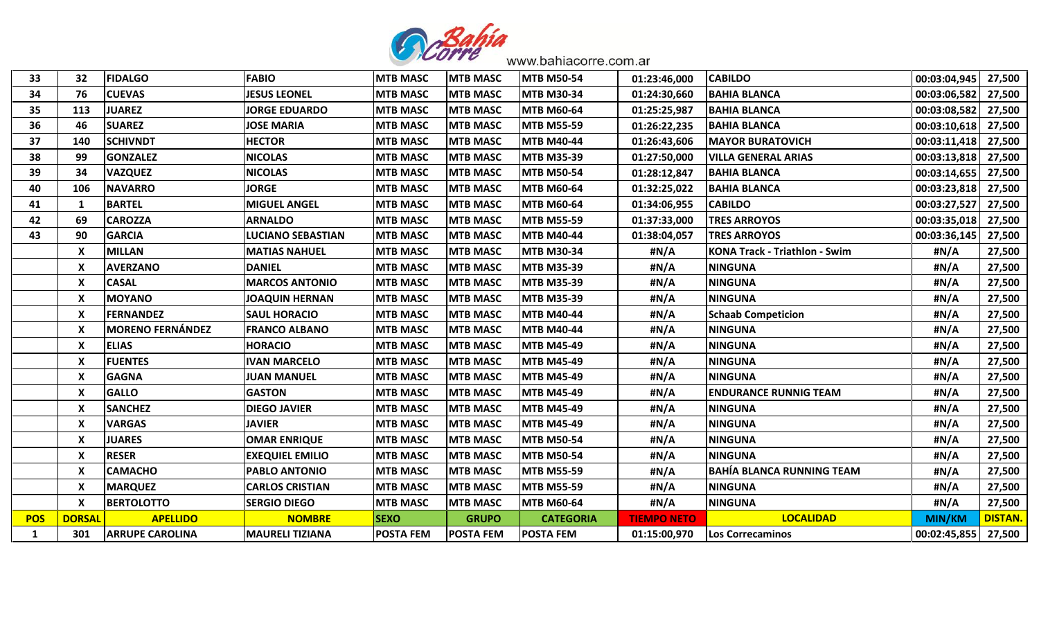| 33 | 32 | FIDALGO | FABIO | MTB MASC | MTB MASC | MTB M50-54 | 01:23:46,000 | CABILDO | 00:03:04,945 | 27,500 |
|---|---|---|---|---|---|---|---|---|---|---|
| 34 | 76 | CUEVAS | JESUS LEONEL | MTB MASC | MTB MASC | MTB M30-34 | 01:24:30,660 | BAHIA BLANCA | 00:03:06,582 | 27,500 |
| 35 | 113 | JUAREZ | JORGE EDUARDO | MTB MASC | MTB MASC | MTB M60-64 | 01:25:25,987 | BAHIA BLANCA | 00:03:08,582 | 27,500 |
| 36 | 46 | SUAREZ | JOSE MARIA | MTB MASC | MTB MASC | MTB M55-59 | 01:26:22,235 | BAHIA BLANCA | 00:03:10,618 | 27,500 |
| 37 | 140 | SCHIVNDT | HECTOR | MTB MASC | MTB MASC | MTB M40-44 | 01:26:43,606 | MAYOR BURATOVICH | 00:03:11,418 | 27,500 |
| 38 | 99 | GONZALEZ | NICOLAS | MTB MASC | MTB MASC | MTB M35-39 | 01:27:50,000 | VILLA GENERAL ARIAS | 00:03:13,818 | 27,500 |
| 39 | 34 | VAZQUEZ | NICOLAS | MTB MASC | MTB MASC | MTB M50-54 | 01:28:12,847 | BAHIA BLANCA | 00:03:14,655 | 27,500 |
| 40 | 106 | NAVARRO | JORGE | MTB MASC | MTB MASC | MTB M60-64 | 01:32:25,022 | BAHIA BLANCA | 00:03:23,818 | 27,500 |
| 41 | 1 | BARTEL | MIGUEL ANGEL | MTB MASC | MTB MASC | MTB M60-64 | 01:34:06,955 | CABILDO | 00:03:27,527 | 27,500 |
| 42 | 69 | CAROZZA | ARNALDO | MTB MASC | MTB MASC | MTB M55-59 | 01:37:33,000 | TRES ARROYOS | 00:03:35,018 | 27,500 |
| 43 | 90 | GARCIA | LUCIANO SEBASTIAN | MTB MASC | MTB MASC | MTB M40-44 | 01:38:04,057 | TRES ARROYOS | 00:03:36,145 | 27,500 |
| | X | MILLAN | MATIAS NAHUEL | MTB MASC | MTB MASC | MTB M30-34 | #N/A | KONA Track - Triathlon - Swim | #N/A | 27,500 |
| | X | AVERZANO | DANIEL | MTB MASC | MTB MASC | MTB M35-39 | #N/A | NINGUNA | #N/A | 27,500 |
| | X | CASAL | MARCOS ANTONIO | MTB MASC | MTB MASC | MTB M35-39 | #N/A | NINGUNA | #N/A | 27,500 |
| | X | MOYANO | JOAQUIN HERNAN | MTB MASC | MTB MASC | MTB M35-39 | #N/A | NINGUNA | #N/A | 27,500 |
| | X | FERNANDEZ | SAUL HORACIO | MTB MASC | MTB MASC | MTB M40-44 | #N/A | Schaab Competicion | #N/A | 27,500 |
| | X | MORENO FERNÁNDEZ | FRANCO ALBANO | MTB MASC | MTB MASC | MTB M40-44 | #N/A | NINGUNA | #N/A | 27,500 |
| | X | ELIAS | HORACIO | MTB MASC | MTB MASC | MTB M45-49 | #N/A | NINGUNA | #N/A | 27,500 |
| | X | FUENTES | IVAN MARCELO | MTB MASC | MTB MASC | MTB M45-49 | #N/A | NINGUNA | #N/A | 27,500 |
| | X | GAGNA | JUAN MANUEL | MTB MASC | MTB MASC | MTB M45-49 | #N/A | NINGUNA | #N/A | 27,500 |
| | X | GALLO | GASTON | MTB MASC | MTB MASC | MTB M45-49 | #N/A | ENDURANCE RUNNIG TEAM | #N/A | 27,500 |
| | X | SANCHEZ | DIEGO JAVIER | MTB MASC | MTB MASC | MTB M45-49 | #N/A | NINGUNA | #N/A | 27,500 |
| | X | VARGAS | JAVIER | MTB MASC | MTB MASC | MTB M45-49 | #N/A | NINGUNA | #N/A | 27,500 |
| | X | JUARES | OMAR ENRIQUE | MTB MASC | MTB MASC | MTB M50-54 | #N/A | NINGUNA | #N/A | 27,500 |
| | X | RESER | EXEQUIEL EMILIO | MTB MASC | MTB MASC | MTB M50-54 | #N/A | NINGUNA | #N/A | 27,500 |
| | X | CAMACHO | PABLO ANTONIO | MTB MASC | MTB MASC | MTB M55-59 | #N/A | BAHÍA BLANCA RUNNING TEAM | #N/A | 27,500 |
| | X | MARQUEZ | CARLOS CRISTIAN | MTB MASC | MTB MASC | MTB M55-59 | #N/A | NINGUNA | #N/A | 27,500 |
| | X | BERTOLOTTO | SERGIO DIEGO | MTB MASC | MTB MASC | MTB M60-64 | #N/A | NINGUNA | #N/A | 27,500 |

| POS | DORSAL | APELLIDO | NOMBRE | SEXO | GRUPO | CATEGORIA | TIEMPO NETO | LOCALIDAD | MIN/KM | DISTAN. |
|---|---|---|---|---|---|---|---|---|---|---|
| 1 | 301 | ARRUPE CAROLINA | MAURELI TIZIANA | POSTA FEM | POSTA FEM | POSTA FEM | 01:15:00,970 | Los Correcaminos | 00:02:45,855 | 27,500 |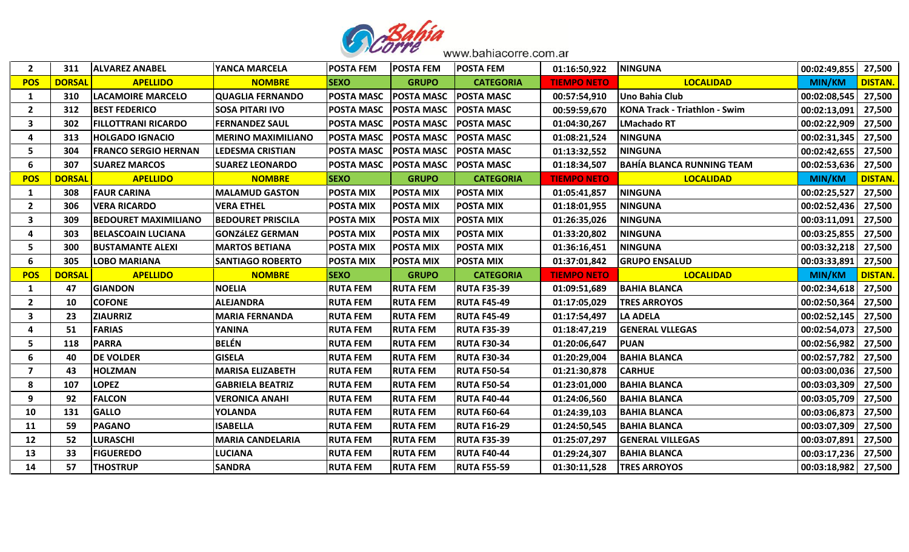| 2 | 311 | ALVAREZ ANABEL | YANCA MARCELA | POSTA FEM | POSTA FEM | POSTA FEM | 01:16:50,922 | NINGUNA | 00:02:49,855 | 27,500 |
|---|---|---|---|---|---|---|---|---|---|---|
| **POS** | **DORSAL** | **APELLIDO** | **NOMBRE** | **SEXO** | **GRUPO** | **CATEGORIA** | **TIEMPO NETO** | **LOCALIDAD** | **MIN/KM** | **DISTAN.** |
| 1 | 310 | LACAMOIRE MARCELO | QUAGLIA FERNANDO | POSTA MASC | POSTA MASC | POSTA MASC | 00:57:54,910 | Uno Bahia Club | 00:02:08,545 | 27,500 |
| 2 | 312 | BEST FEDERICO | SOSA PITARI IVO | POSTA MASC | POSTA MASC | POSTA MASC | 00:59:59,670 | KONA Track - Triathlon - Swim | 00:02:13,091 | 27,500 |
| 3 | 302 | FILLOTTRANI RICARDO | FERNANDEZ SAUL | POSTA MASC | POSTA MASC | POSTA MASC | 01:04:30,267 | LMachado RT | 00:02:22,909 | 27,500 |
| 4 | 313 | HOLGADO IGNACIO | MERINO MAXIMILIANO | POSTA MASC | POSTA MASC | POSTA MASC | 01:08:21,524 | NINGUNA | 00:02:31,345 | 27,500 |
| 5 | 304 | FRANCO SERGIO HERNAN | LEDESMA CRISTIAN | POSTA MASC | POSTA MASC | POSTA MASC | 01:13:32,552 | NINGUNA | 00:02:42,655 | 27,500 |
| 6 | 307 | SUAREZ MARCOS | SUAREZ LEONARDO | POSTA MASC | POSTA MASC | POSTA MASC | 01:18:34,507 | BAHÍA BLANCA RUNNING TEAM | 00:02:53,636 | 27,500 |
| **POS** | **DORSAL** | **APELLIDO** | **NOMBRE** | **SEXO** | **GRUPO** | **CATEGORIA** | **TIEMPO NETO** | **LOCALIDAD** | **MIN/KM** | **DISTAN.** |
| 1 | 308 | FAUR CARINA | MALAMUD GASTON | POSTA MIX | POSTA MIX | POSTA MIX | 01:05:41,857 | NINGUNA | 00:02:25,527 | 27,500 |
| 2 | 306 | VERA RICARDO | VERA ETHEL | POSTA MIX | POSTA MIX | POSTA MIX | 01:18:01,955 | NINGUNA | 00:02:52,436 | 27,500 |
| 3 | 309 | BEDOURET MAXIMILIANO | BEDOURET PRISCILA | POSTA MIX | POSTA MIX | POSTA MIX | 01:26:35,026 | NINGUNA | 00:03:11,091 | 27,500 |
| 4 | 303 | BELASCOAIN LUCIANA | GONZáLEZ GERMAN | POSTA MIX | POSTA MIX | POSTA MIX | 01:33:20,802 | NINGUNA | 00:03:25,855 | 27,500 |
| 5 | 300 | BUSTAMANTE ALEXI | MARTOS BETIANA | POSTA MIX | POSTA MIX | POSTA MIX | 01:36:16,451 | NINGUNA | 00:03:32,218 | 27,500 |
| 6 | 305 | LOBO MARIANA | SANTIAGO ROBERTO | POSTA MIX | POSTA MIX | POSTA MIX | 01:37:01,842 | GRUPO ENSALUD | 00:03:33,891 | 27,500 |
| **POS** | **DORSAL** | **APELLIDO** | **NOMBRE** | **SEXO** | **GRUPO** | **CATEGORIA** | **TIEMPO NETO** | **LOCALIDAD** | **MIN/KM** | **DISTAN.** |
| 1 | 47 | GIANDON | NOELIA | RUTA FEM | RUTA FEM | RUTA F35-39 | 01:09:51,689 | BAHIA BLANCA | 00:02:34,618 | 27,500 |
| 2 | 10 | COFONE | ALEJANDRA | RUTA FEM | RUTA FEM | RUTA F45-49 | 01:17:05,029 | TRES ARROYOS | 00:02:50,364 | 27,500 |
| 3 | 23 | ZIAURRIZ | MARIA FERNANDA | RUTA FEM | RUTA FEM | RUTA F45-49 | 01:17:54,497 | LA ADELA | 00:02:52,145 | 27,500 |
| 4 | 51 | FARIAS | YANINA | RUTA FEM | RUTA FEM | RUTA F35-39 | 01:18:47,219 | GENERAL VLLEGAS | 00:02:54,073 | 27,500 |
| 5 | 118 | PARRA | BELÉN | RUTA FEM | RUTA FEM | RUTA F30-34 | 01:20:06,647 | PUAN | 00:02:56,982 | 27,500 |
| 6 | 40 | DE VOLDER | GISELA | RUTA FEM | RUTA FEM | RUTA F30-34 | 01:20:29,004 | BAHIA BLANCA | 00:02:57,782 | 27,500 |
| 7 | 43 | HOLZMAN | MARISA ELIZABETH | RUTA FEM | RUTA FEM | RUTA F50-54 | 01:21:30,878 | CARHUE | 00:03:00,036 | 27,500 |
| 8 | 107 | LOPEZ | GABRIELA BEATRIZ | RUTA FEM | RUTA FEM | RUTA F50-54 | 01:23:01,000 | BAHIA BLANCA | 00:03:03,309 | 27,500 |
| 9 | 92 | FALCON | VERONICA ANAHI | RUTA FEM | RUTA FEM | RUTA F40-44 | 01:24:06,560 | BAHIA BLANCA | 00:03:05,709 | 27,500 |
| 10 | 131 | GALLO | YOLANDA | RUTA FEM | RUTA FEM | RUTA F60-64 | 01:24:39,103 | BAHIA BLANCA | 00:03:06,873 | 27,500 |
| 11 | 59 | PAGANO | ISABELLA | RUTA FEM | RUTA FEM | RUTA F16-29 | 01:24:50,545 | BAHIA BLANCA | 00:03:07,309 | 27,500 |
| 12 | 52 | LURASCHI | MARIA CANDELARIA | RUTA FEM | RUTA FEM | RUTA F35-39 | 01:25:07,297 | GENERAL VILLEGAS | 00:03:07,891 | 27,500 |
| 13 | 33 | FIGUEREDO | LUCIANA | RUTA FEM | RUTA FEM | RUTA F40-44 | 01:29:24,307 | BAHIA BLANCA | 00:03:17,236 | 27,500 |
| 14 | 57 | THOSTRUP | SANDRA | RUTA FEM | RUTA FEM | RUTA F55-59 | 01:30:11,528 | TRES ARROYOS | 00:03:18,982 | 27,500 |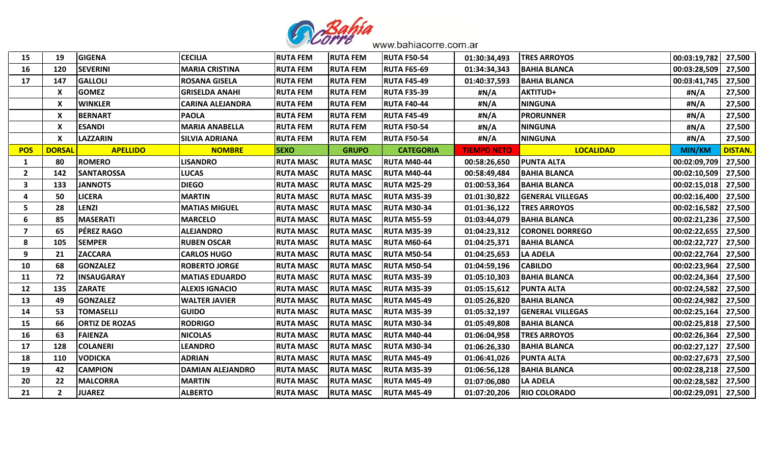| 15 | 19 | GIGENA | CECILIA | RUTA FEM | RUTA FEM | RUTA F50-54 | 01:30:34,493 | TRES ARROYOS | 00:03:19,782 | 27,500 |
|---|---|---|---|---|---|---|---|---|---|---|
| 16 | 120 | SEVERINI | MARIA CRISTINA | RUTA FEM | RUTA FEM | RUTA F65-69 | 01:34:34,343 | BAHIA BLANCA | 00:03:28,509 | 27,500 |
| 17 | 147 | GALLOLI | ROSANA GISELA | RUTA FEM | RUTA FEM | RUTA F45-49 | 01:40:37,593 | BAHIA BLANCA | 00:03:41,745 | 27,500 |
| | X | GOMEZ | GRISELDA ANAHI | RUTA FEM | RUTA FEM | RUTA F35-39 | #N/A | AKTITUD+ | #N/A | 27,500 |
| | X | WINKLER | CARINA ALEJANDRA | RUTA FEM | RUTA FEM | RUTA F40-44 | #N/A | NINGUNA | #N/A | 27,500 |
| | X | BERNART | PAOLA | RUTA FEM | RUTA FEM | RUTA F45-49 | #N/A | PRORUNNER | #N/A | 27,500 |
| | X | ESANDI | MARIA ANABELLA | RUTA FEM | RUTA FEM | RUTA F50-54 | #N/A | NINGUNA | #N/A | 27,500 |
| | X | LAZZARIN | SILVIA ADRIANA | RUTA FEM | RUTA FEM | RUTA F50-54 | #N/A | NINGUNA | #N/A | 27,500 |
| **POS** | **DORSAL** | **APELLIDO** | **NOMBRE** | **SEXO** | **GRUPO** | **CATEGORIA** | **TIEMPO NETO** | **LOCALIDAD** | **MIN/KM** | **DISTAN.** |
| 1 | 80 | ROMERO | LISANDRO | RUTA MASC | RUTA MASC | RUTA M40-44 | 00:58:26,650 | PUNTA ALTA | 00:02:09,709 | 27,500 |
| 2 | 142 | SANTAROSSA | LUCAS | RUTA MASC | RUTA MASC | RUTA M40-44 | 00:58:49,484 | BAHIA BLANCA | 00:02:10,509 | 27,500 |
| 3 | 133 | JANNOTS | DIEGO | RUTA MASC | RUTA MASC | RUTA M25-29 | 01:00:53,364 | BAHIA BLANCA | 00:02:15,018 | 27,500 |
| 4 | 50 | LICERA | MARTIN | RUTA MASC | RUTA MASC | RUTA M35-39 | 01:01:30,822 | GENERAL VILLEGAS | 00:02:16,400 | 27,500 |
| 5 | 28 | LENZI | MATIAS MIGUEL | RUTA MASC | RUTA MASC | RUTA M30-34 | 01:01:36,122 | TRES ARROYOS | 00:02:16,582 | 27,500 |
| 6 | 85 | MASERATI | MARCELO | RUTA MASC | RUTA MASC | RUTA M55-59 | 01:03:44,079 | BAHIA BLANCA | 00:02:21,236 | 27,500 |
| 7 | 65 | PÉREZ RAGO | ALEJANDRO | RUTA MASC | RUTA MASC | RUTA M35-39 | 01:04:23,312 | CORONEL DORREGO | 00:02:22,655 | 27,500 |
| 8 | 105 | SEMPER | RUBEN OSCAR | RUTA MASC | RUTA MASC | RUTA M60-64 | 01:04:25,371 | BAHIA BLANCA | 00:02:22,727 | 27,500 |
| 9 | 21 | ZACCARA | CARLOS HUGO | RUTA MASC | RUTA MASC | RUTA M50-54 | 01:04:25,653 | LA ADELA | 00:02:22,764 | 27,500 |
| 10 | 68 | GONZALEZ | ROBERTO JORGE | RUTA MASC | RUTA MASC | RUTA M50-54 | 01:04:59,196 | CABILDO | 00:02:23,964 | 27,500 |
| 11 | 72 | INSAUGARAY | MATIAS EDUARDO | RUTA MASC | RUTA MASC | RUTA M35-39 | 01:05:10,303 | BAHIA BLANCA | 00:02:24,364 | 27,500 |
| 12 | 135 | ZARATE | ALEXIS IGNACIO | RUTA MASC | RUTA MASC | RUTA M35-39 | 01:05:15,612 | PUNTA ALTA | 00:02:24,582 | 27,500 |
| 13 | 49 | GONZALEZ | WALTER JAVIER | RUTA MASC | RUTA MASC | RUTA M45-49 | 01:05:26,820 | BAHIA BLANCA | 00:02:24,982 | 27,500 |
| 14 | 53 | TOMASELLI | GUIDO | RUTA MASC | RUTA MASC | RUTA M35-39 | 01:05:32,197 | GENERAL VILLEGAS | 00:02:25,164 | 27,500 |
| 15 | 66 | ORTIZ DE ROZAS | RODRIGO | RUTA MASC | RUTA MASC | RUTA M30-34 | 01:05:49,808 | BAHIA BLANCA | 00:02:25,818 | 27,500 |
| 16 | 63 | FAIENZA | NICOLAS | RUTA MASC | RUTA MASC | RUTA M40-44 | 01:06:04,958 | TRES ARROYOS | 00:02:26,364 | 27,500 |
| 17 | 128 | COLANERI | LEANDRO | RUTA MASC | RUTA MASC | RUTA M30-34 | 01:06:26,330 | BAHIA BLANCA | 00:02:27,127 | 27,500 |
| 18 | 110 | VODICKA | ADRIAN | RUTA MASC | RUTA MASC | RUTA M45-49 | 01:06:41,026 | PUNTA ALTA | 00:02:27,673 | 27,500 |
| 19 | 42 | CAMPION | DAMIAN ALEJANDRO | RUTA MASC | RUTA MASC | RUTA M35-39 | 01:06:56,128 | BAHIA BLANCA | 00:02:28,218 | 27,500 |
| 20 | 22 | MALCORRA | MARTIN | RUTA MASC | RUTA MASC | RUTA M45-49 | 01:07:06,080 | LA ADELA | 00:02:28,582 | 27,500 |
| 21 | 2 | JUAREZ | ALBERTO | RUTA MASC | RUTA MASC | RUTA M45-49 | 01:07:20,206 | RIO COLORADO | 00:02:29,091 | 27,500 |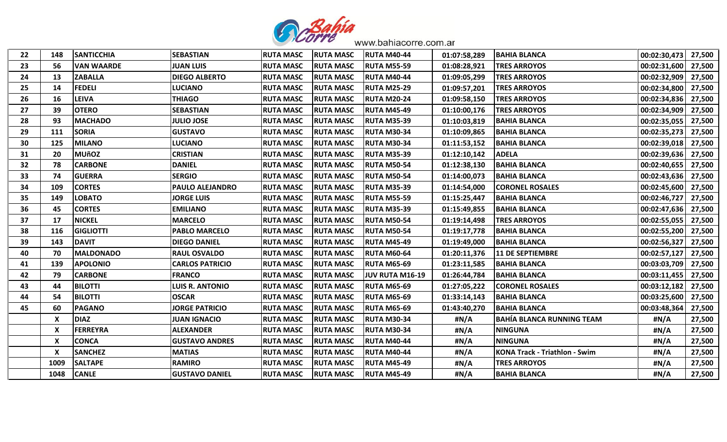| 22 | 148 | SANTICCHIA | SEBASTIAN | RUTA MASC | RUTA MASC | RUTA M40-44 | 01:07:58,289 | BAHIA BLANCA | 00:02:30,473 | 27,500 |
|---|---|---|---|---|---|---|---|---|---|---|
| 23 | 56 | VAN WAARDE | JUAN LUIS | RUTA MASC | RUTA MASC | RUTA M55-59 | 01:08:28,921 | TRES ARROYOS | 00:02:31,600 | 27,500 |
| 24 | 13 | ZABALLA | DIEGO ALBERTO | RUTA MASC | RUTA MASC | RUTA M40-44 | 01:09:05,299 | TRES ARROYOS | 00:02:32,909 | 27,500 |
| 25 | 14 | FEDELI | LUCIANO | RUTA MASC | RUTA MASC | RUTA M25-29 | 01:09:57,201 | TRES ARROYOS | 00:02:34,800 | 27,500 |
| 26 | 16 | LEIVA | THIAGO | RUTA MASC | RUTA MASC | RUTA M20-24 | 01:09:58,150 | TRES ARROYOS | 00:02:34,836 | 27,500 |
| 27 | 39 | OTERO | SEBASTIAN | RUTA MASC | RUTA MASC | RUTA M45-49 | 01:10:00,176 | TRES ARROYOS | 00:02:34,909 | 27,500 |
| 28 | 93 | MACHADO | JULIO JOSE | RUTA MASC | RUTA MASC | RUTA M35-39 | 01:10:03,819 | BAHIA BLANCA | 00:02:35,055 | 27,500 |
| 29 | 111 | SORIA | GUSTAVO | RUTA MASC | RUTA MASC | RUTA M30-34 | 01:10:09,865 | BAHIA BLANCA | 00:02:35,273 | 27,500 |
| 30 | 125 | MILANO | LUCIANO | RUTA MASC | RUTA MASC | RUTA M30-34 | 01:11:53,152 | BAHIA BLANCA | 00:02:39,018 | 27,500 |
| 31 | 20 | MUñOZ | CRISTIAN | RUTA MASC | RUTA MASC | RUTA M35-39 | 01:12:10,142 | ADELA | 00:02:39,636 | 27,500 |
| 32 | 78 | CARBONE | DANIEL | RUTA MASC | RUTA MASC | RUTA M50-54 | 01:12:38,130 | BAHIA BLANCA | 00:02:40,655 | 27,500 |
| 33 | 74 | GUERRA | SERGIO | RUTA MASC | RUTA MASC | RUTA M50-54 | 01:14:00,073 | BAHIA BLANCA | 00:02:43,636 | 27,500 |
| 34 | 109 | CORTES | PAULO ALEJANDRO | RUTA MASC | RUTA MASC | RUTA M35-39 | 01:14:54,000 | CORONEL ROSALES | 00:02:45,600 | 27,500 |
| 35 | 149 | LOBATO | JORGE LUIS | RUTA MASC | RUTA MASC | RUTA M55-59 | 01:15:25,447 | BAHIA BLANCA | 00:02:46,727 | 27,500 |
| 36 | 45 | CORTES | EMILIANO | RUTA MASC | RUTA MASC | RUTA M35-39 | 01:15:49,855 | BAHIA BLANCA | 00:02:47,636 | 27,500 |
| 37 | 17 | NICKEL | MARCELO | RUTA MASC | RUTA MASC | RUTA M50-54 | 01:19:14,498 | TRES ARROYOS | 00:02:55,055 | 27,500 |
| 38 | 116 | GIGLIOTTI | PABLO MARCELO | RUTA MASC | RUTA MASC | RUTA M50-54 | 01:19:17,778 | BAHIA BLANCA | 00:02:55,200 | 27,500 |
| 39 | 143 | DAVIT | DIEGO DANIEL | RUTA MASC | RUTA MASC | RUTA M45-49 | 01:19:49,000 | BAHIA BLANCA | 00:02:56,327 | 27,500 |
| 40 | 70 | MALDONADO | RAUL OSVALDO | RUTA MASC | RUTA MASC | RUTA M60-64 | 01:20:11,376 | 11 DE SEPTIEMBRE | 00:02:57,127 | 27,500 |
| 41 | 139 | APOLONIO | CARLOS PATRICIO | RUTA MASC | RUTA MASC | RUTA M65-69 | 01:23:11,585 | BAHIA BLANCA | 00:03:03,709 | 27,500 |
| 42 | 79 | CARBONE | FRANCO | RUTA MASC | RUTA MASC | JUV RUTA M16-19 | 01:26:44,784 | BAHIA BLANCA | 00:03:11,455 | 27,500 |
| 43 | 44 | BILOTTI | LUIS R. ANTONIO | RUTA MASC | RUTA MASC | RUTA M65-69 | 01:27:05,222 | CORONEL ROSALES | 00:03:12,182 | 27,500 |
| 44 | 54 | BILOTTI | OSCAR | RUTA MASC | RUTA MASC | RUTA M65-69 | 01:33:14,143 | BAHIA BLANCA | 00:03:25,600 | 27,500 |
| 45 | 60 | PAGANO | JORGE PATRICIO | RUTA MASC | RUTA MASC | RUTA M65-69 | 01:43:40,270 | BAHIA BLANCA | 00:03:48,364 | 27,500 |
| | X | DIAZ | JUAN IGNACIO | RUTA MASC | RUTA MASC | RUTA M30-34 | #N/A | BAHÍA BLANCA RUNNING TEAM | #N/A | 27,500 |
| | X | FERREYRA | ALEXANDER | RUTA MASC | RUTA MASC | RUTA M30-34 | #N/A | NINGUNA | #N/A | 27,500 |
| | X | CONCA | GUSTAVO ANDRES | RUTA MASC | RUTA MASC | RUTA M40-44 | #N/A | NINGUNA | #N/A | 27,500 |
| | X | SANCHEZ | MATIAS | RUTA MASC | RUTA MASC | RUTA M40-44 | #N/A | KONA Track - Triathlon - Swim | #N/A | 27,500 |
| | 1009 | SALTAPE | RAMIRO | RUTA MASC | RUTA MASC | RUTA M45-49 | #N/A | TRES ARROYOS | #N/A | 27,500 |
| | 1048 | CANLE | GUSTAVO DANIEL | RUTA MASC | RUTA MASC | RUTA M45-49 | #N/A | BAHIA BLANCA | #N/A | 27,500 |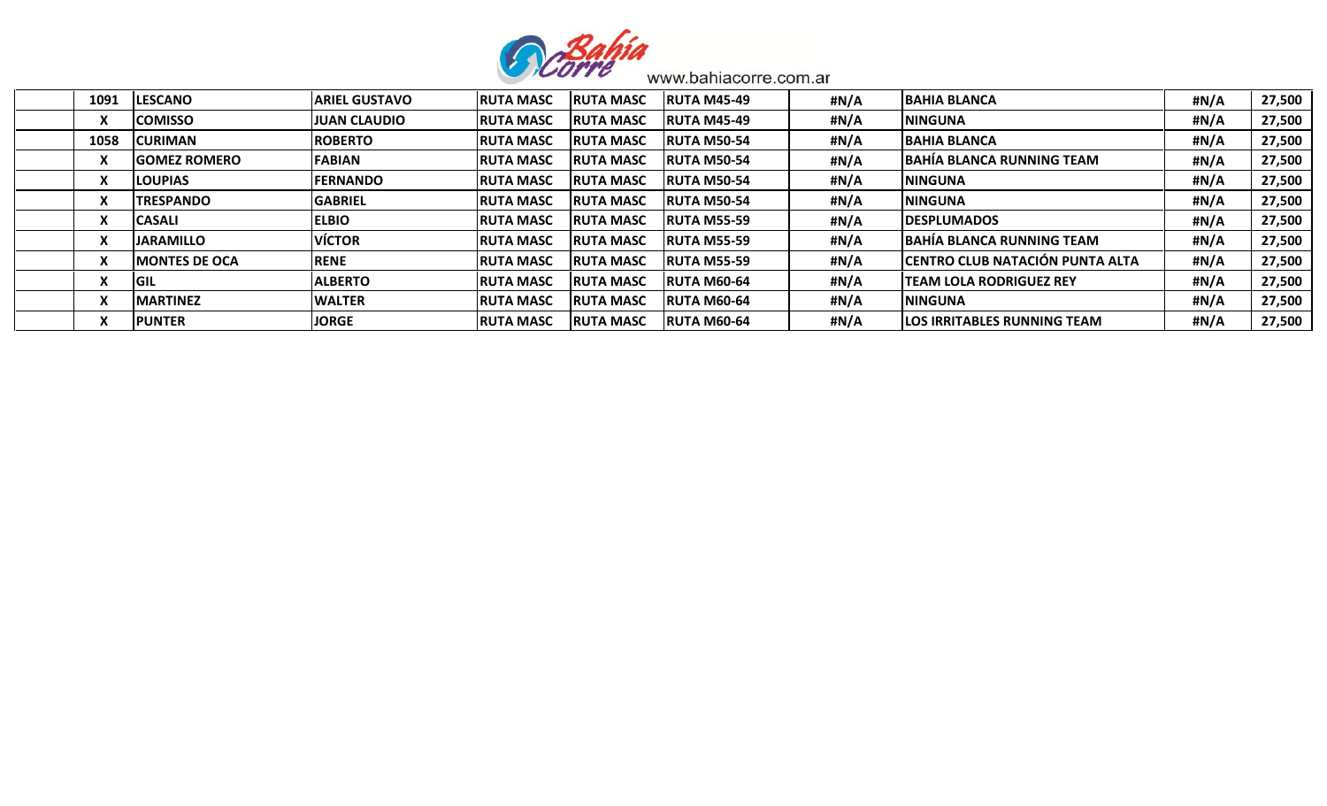| | | | | | | | | | | |
|---|---|---|---|---|---|---|---|---|---|---|
| | 1091 | LESCANO | ARIEL GUSTAVO | RUTA MASC | RUTA MASC | RUTA M45-49 | #N/A | BAHIA BLANCA | #N/A | 27,500 |
| | X | COMISSO | JUAN CLAUDIO | RUTA MASC | RUTA MASC | RUTA M45-49 | #N/A | NINGUNA | #N/A | 27,500 |
| | 1058 | CURIMAN | ROBERTO | RUTA MASC | RUTA MASC | RUTA M50-54 | #N/A | BAHIA BLANCA | #N/A | 27,500 |
| | X | GOMEZ ROMERO | FABIAN | RUTA MASC | RUTA MASC | RUTA M50-54 | #N/A | BAHÍA BLANCA RUNNING TEAM | #N/A | 27,500 |
| | X | LOUPIAS | FERNANDO | RUTA MASC | RUTA MASC | RUTA M50-54 | #N/A | NINGUNA | #N/A | 27,500 |
| | X | TRESPANDO | GABRIEL | RUTA MASC | RUTA MASC | RUTA M50-54 | #N/A | NINGUNA | #N/A | 27,500 |
| | X | CASALI | ELBIO | RUTA MASC | RUTA MASC | RUTA M55-59 | #N/A | DESPLUMADOS | #N/A | 27,500 |
| | X | JARAMILLO | VÍCTOR | RUTA MASC | RUTA MASC | RUTA M55-59 | #N/A | BAHÍA BLANCA RUNNING TEAM | #N/A | 27,500 |
| | X | MONTES DE OCA | RENE | RUTA MASC | RUTA MASC | RUTA M55-59 | #N/A | CENTRO CLUB NATACIÓN PUNTA ALTA | #N/A | 27,500 |
| | X | GIL | ALBERTO | RUTA MASC | RUTA MASC | RUTA M60-64 | #N/A | TEAM LOLA RODRIGUEZ REY | #N/A | 27,500 |
| | X | MARTINEZ | WALTER | RUTA MASC | RUTA MASC | RUTA M60-64 | #N/A | NINGUNA | #N/A | 27,500 |
| | X | PUNTER | JORGE | RUTA MASC | RUTA MASC | RUTA M60-64 | #N/A | LOS IRRITABLES RUNNING TEAM | #N/A | 27,500 |